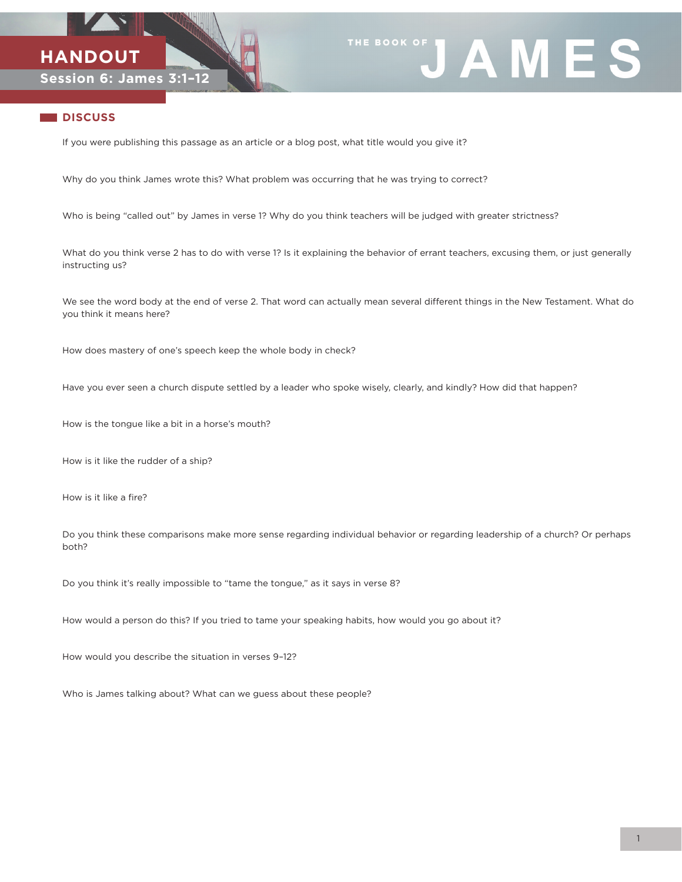# HANDOUT

## Session 6: James 3:1–12

THE BOOK OF JAMES

### DISCUSS

If you were publishing this passage as an article or a blog post, what title would you give it?

Why do you think James wrote this? What problem was occurring that he was trying to correct?

Who is being "called out" by James in verse 1? Why do you think teachers will be judged with greater strictness?

What do you think verse 2 has to do with verse 1? Is it explaining the behavior of errant teachers, excusing them, or just generally instructing us?

We see the word body at the end of verse 2. That word can actually mean several different things in the New Testament. What do you think it means here?

How does mastery of one's speech keep the whole body in check?

Have you ever seen a church dispute settled by a leader who spoke wisely, clearly, and kindly? How did that happen?

How is the tongue like a bit in a horse's mouth?

How is it like the rudder of a ship?

How is it like a fire?

Do you think these comparisons make more sense regarding individual behavior or regarding leadership of a church? Or perhaps both?

Do you think it's really impossible to "tame the tongue," as it says in verse 8?

How would a person do this? If you tried to tame your speaking habits, how would you go about it?

How would you describe the situation in verses 9–12?

Who is James talking about? What can we guess about these people?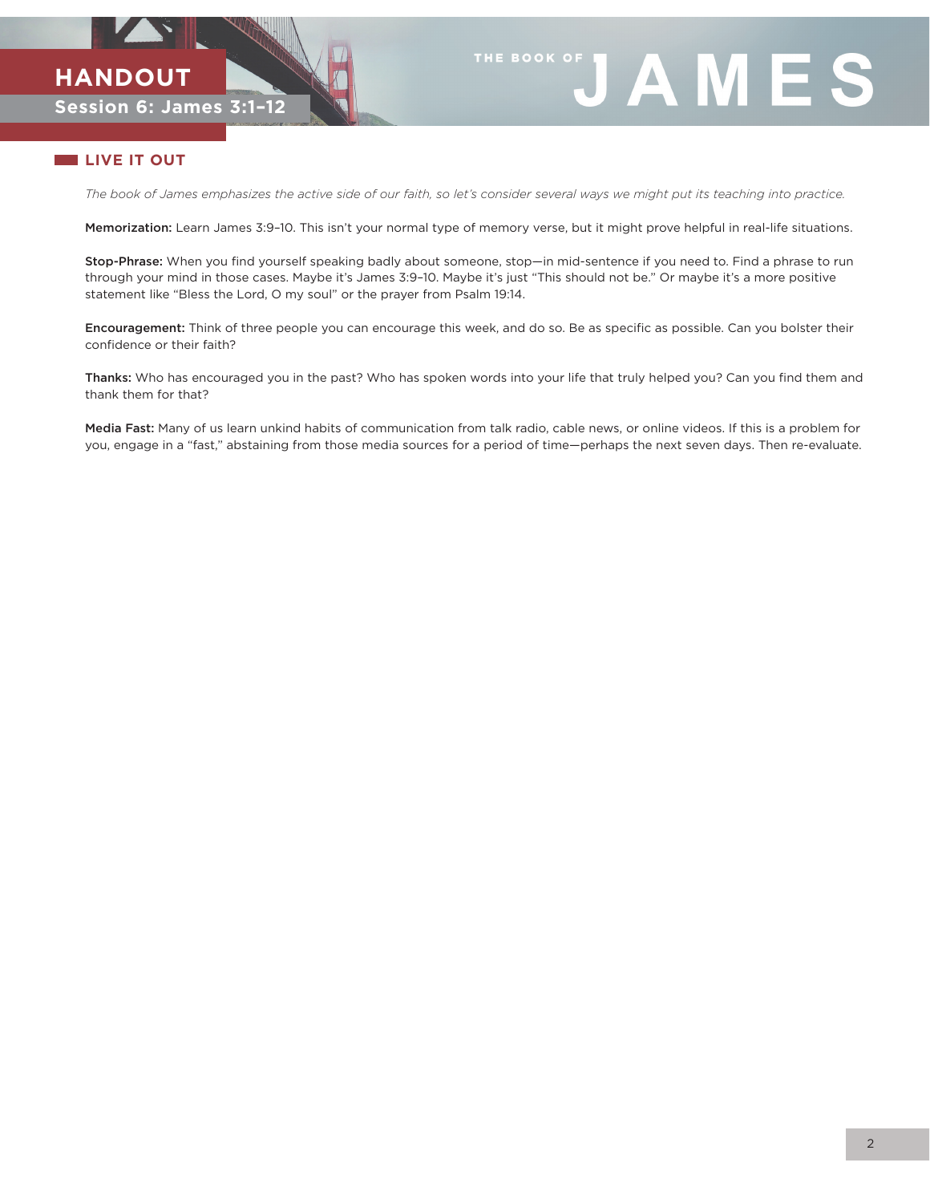# HANDOUT

## Session 6: James 3:1–12

THE BOOK OF JAMES

### LIVE IT OUT

*The book of James emphasizes the active side of our faith, so let's consider several ways we might put its teaching into practice.*

**Memorization:** Learn James 3:9–10. This isn't your normal type of memory verse, but it might prove helpful in real-life situations.

**Stop-Phrase:** When you find yourself speaking badly about someone, stop—in mid-sentence if you need to. Find a phrase to run through your mind in those cases. Maybe it's James 3:9–10. Maybe it's just "This should not be." Or maybe it's a more positive statement like "Bless the Lord, O my soul" or the prayer from Psalm 19:14.

**Encouragement:** Think of three people you can encourage this week, and do so. Be as specific as possible. Can you bolster their confidence or their faith?

**Thanks:** Who has encouraged you in the past? Who has spoken words into your life that truly helped you? Can you find them and thank them for that?

**Media Fast:** Many of us learn unkind habits of communication from talk radio, cable news, or online videos. If this is a problem for you, engage in a "fast," abstaining from those media sources for a period of time—perhaps the next seven days. Then re-evaluate.